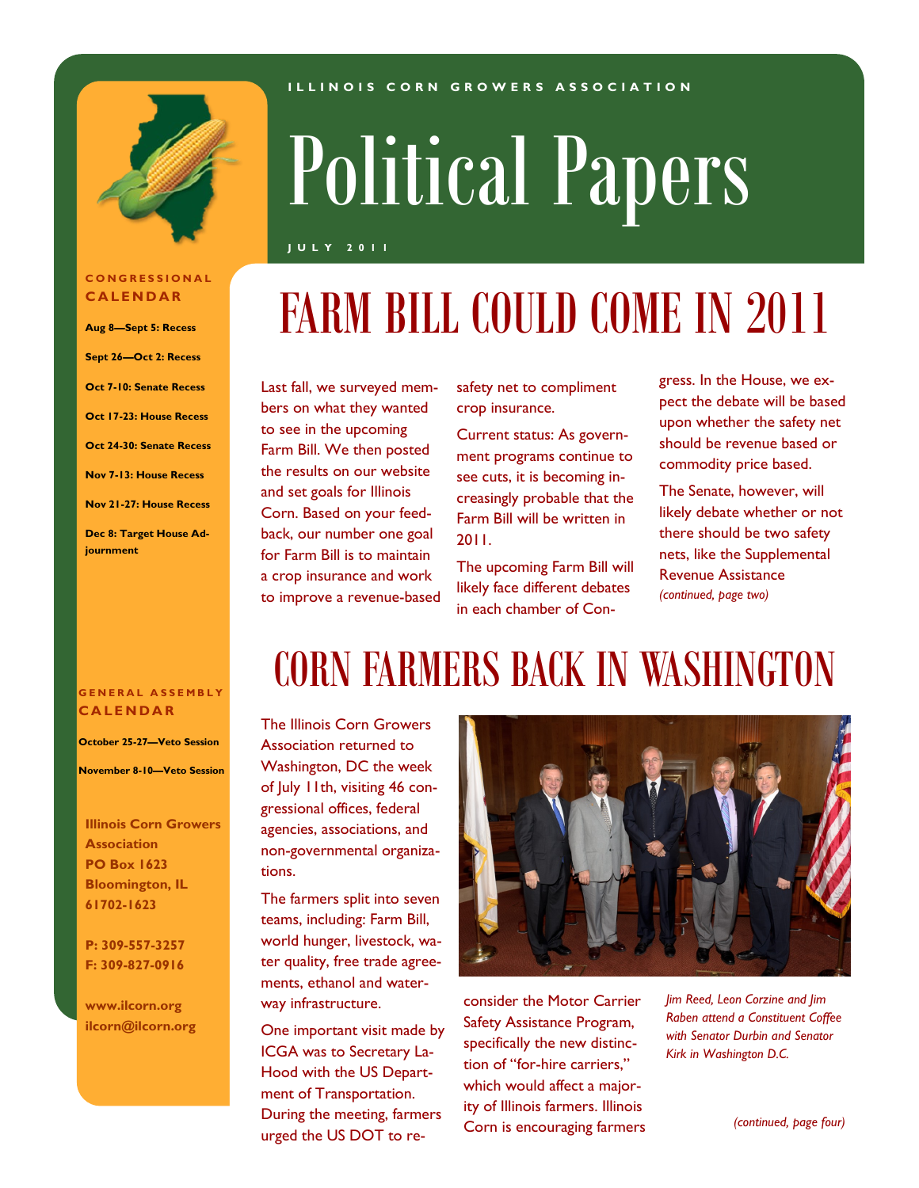ILLINOIS CORN GROWERS ASSOCIATION

# Political Papers

JULY 2011

## FARM BILL COULD COME IN 2011

Last fall, we surveyed members on what they wanted to see in the upcoming Farm Bill. We then posted the results on our website and set goals for Illinois Corn. Based on your feedback, our number one goal for Farm Bill is to maintain a crop insurance and work to improve a revenue-based safety net to compliment crop insurance.

Current status: As government programs continue to see cuts, it is becoming increasingly probable that the Farm Bill will be written in 2011.

The upcoming Farm Bill will likely face different debates in each chamber of Congress. In the House, we expect the debate will be based upon whether the safety net should be revenue based or commodity price based.

The Senate, however, will likely debate whether or not there should be two safety nets, like the Supplemental Revenue Assistance *(continued, page two)*

## CORN FARMERS BACK IN WASHINGTON

The Illinois Corn Growers Association returned to Washington, DC the week of July 11th, visiting 46 congressional offices, federal agencies, associations, and non-governmental organizations.

The farmers split into seven teams, including: Farm Bill, world hunger, livestock, water quality, free trade agreements, ethanol and waterway infrastructure.

One important visit made by ICGA was to Secretary LaHood with the US Department of Transportation. During the meeting, farmers urged the US DOT to reconsider the Motor Carrier Safety Assistance Program, specifically the new distinction of "for-hire carriers," which would affect a majority of Illinois farmers. Illinois Corn is encouraging farmers

*(continued, page four)*

*Jim Reed, Leon Corzine and Jim Raben attend a Constituent Coffee with Senator Durbin and Senator Kirk in Washington D.C.*

### CONGRESSIONAL CALENDAR

**Aug 8—Sept 5: Recess**

**Sept 26—Oct 2: Recess**

**Oct 7-10: Senate Recess**

**Oct 17-23: House Recess**

**Oct 24-30: Senate Recess**

**Nov 7-13: House Recess**

**Nov 21-27: House Recess**

**Dec 8: Target House Adjournment**

### GENERAL ASSEMBLY CALENDAR

**October 25-27—Veto Session**

**November 8-10—Veto Session**

**Illinois Corn Growers Association**
**PO Box 1623**
**Bloomington, IL 61702-1623**

**P: 309-557-3257**
**F: 309-827-0916**

**www.ilcorn.org**
**ilcorn@ilcorn.org**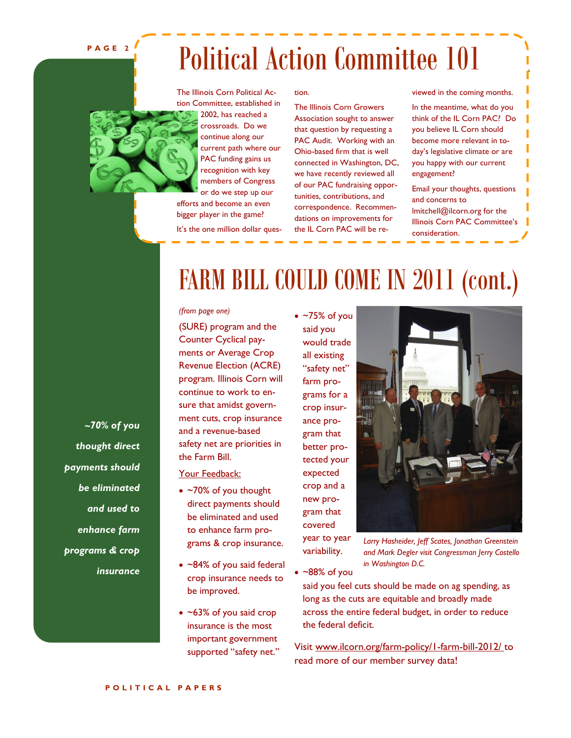# Political Action Committee 101

The Illinois Corn Political Action Committee, established in 2002, has reached a crossroads. Do we continue along our current path where our PAC funding gains us recognition with key members of Congress or do we step up our efforts and become an even bigger player in the game?

It's the one million dollar question.

The Illinois Corn Growers Association sought to answer that question by requesting a PAC Audit. Working with an Ohio-based firm that is well connected in Washington, DC, we have recently reviewed all of our PAC fundraising opportunities, contributions, and correspondence. Recommendations on improvements for the IL Corn PAC will be reviewed in the coming months.

In the meantime, what do you think of the IL Corn PAC? Do you believe IL Corn should become more relevant in today's legislative climate or are you happy with our current engagement?

Email your thoughts, questions and concerns to lmitchell@ilcorn.org for the Illinois Corn PAC Committee's consideration.

# FARM BILL COULD COME IN 2011 (cont.)

*(from page one)*

(SURE) program and the Counter Cyclical payments or Average Crop Revenue Election (ACRE) program. Illinois Corn will continue to work to ensure that amidst government cuts, crop insurance and a revenue-based safety net are priorities in the Farm Bill.

*~70% of you thought direct payments should be eliminated and used to enhance farm programs & crop insurance*

Your Feedback:

- ~70% of you thought direct payments should be eliminated and used to enhance farm programs & crop insurance.
- ~84% of you said federal crop insurance needs to be improved.
- ~63% of you said crop insurance is the most important government supported "safety net."
- ~75% of you said you would trade all existing "safety net" farm programs for a crop insurance program that better protected your expected crop and a new program that covered year to year variability.
- ~88% of you said you feel cuts should be made on ag spending, as long as the cuts are equitable and broadly made across the entire federal budget, in order to reduce the federal deficit.

*Larry Hasheider, Jeff Scates, Jonathan Greenstein and Mark Degler visit Congressman Jerry Costello in Washington D.C.*

Visit www.ilcorn.org/farm-policy/1-farm-bill-2012/ to read more of our member survey data!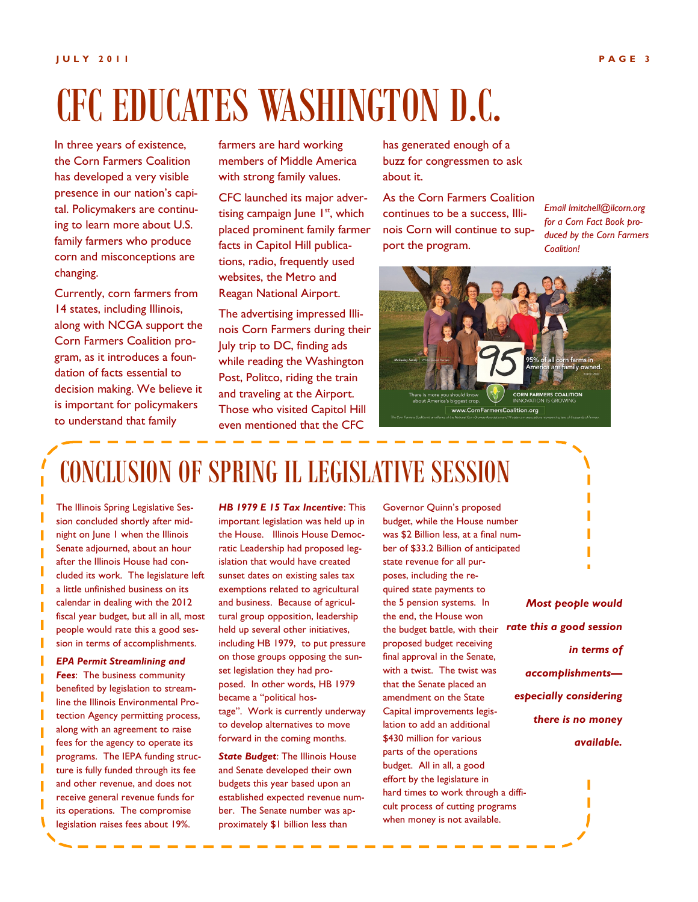# CFC EDUCATES WASHINGTON D.C.

In three years of existence, the Corn Farmers Coalition has developed a very visible presence in our nation's capital. Policymakers are continuing to learn more about U.S. family farmers who produce corn and misconceptions are changing.

Currently, corn farmers from 14 states, including Illinois, along with NCGA support the Corn Farmers Coalition program, as it introduces a foundation of facts essential to decision making. We believe it is important for policymakers to understand that family farmers are hard working members of Middle America with strong family values.

CFC launched its major advertising campaign June 1st, which placed prominent family farmer facts in Capitol Hill publications, radio, frequently used websites, the Metro and Reagan National Airport.

The advertising impressed Illinois Corn Farmers during their July trip to DC, finding ads while reading the Washington Post, Politco, riding the train and traveling at the Airport. Those who visited Capitol Hill even mentioned that the CFC has generated enough of a buzz for congressmen to ask about it.

As the Corn Farmers Coalition continues to be a success, Illinois Corn will continue to support the program.

*Email lmitchell@ilcorn.org for a Corn Fact Book produced by the Corn Farmers Coalition!*

95% of all corn farms in America are family owned.

There is more you should know about America's biggest crop.

CORN FARMERS COALITION
INNOVATION IS GROWING

www.CornFarmersCoalition.org

# CONCLUSION OF SPRING IL LEGISLATIVE SESSION

The Illinois Spring Legislative Session concluded shortly after midnight on June 1 when the Illinois Senate adjourned, about an hour after the Illinois House had concluded its work. The legislature left a little unfinished business on its calendar in dealing with the 2012 fiscal year budget, but all in all, most people would rate this a good session in terms of accomplishments.

***EPA Permit Streamlining and Fees***: The business community benefited by legislation to streamline the Illinois Environmental Protection Agency permitting process, along with an agreement to raise fees for the agency to operate its programs. The IEPA funding structure is fully funded through its fee and other revenue, and does not receive general revenue funds for its operations. The compromise legislation raises fees about 19%.

***HB 1979 E 15 Tax Incentive***: This important legislation was held up in the House. Illinois House Democratic Leadership had proposed legislation that would have created sunset dates on existing sales tax exemptions related to agricultural and business. Because of agricultural group opposition, leadership held up several other initiatives, including HB 1979, to put pressure on those groups opposing the sunset legislation they had proposed. In other words, HB 1979 became a "political hostage". Work is currently underway to develop alternatives to move forward in the coming months.

***State Budget***: The Illinois House and Senate developed their own budgets this year based upon an established expected revenue number. The Senate number was approximately $1 billion less than Governor Quinn's proposed budget, while the House number was $2 Billion less, at a final number of $33.2 Billion of anticipated state revenue for all purposes, including the required state payments to the 5 pension systems. In the end, the House won the budget battle, with their proposed budget receiving final approval in the Senate, with a twist. The twist was that the Senate placed an amendment on the State Capital improvements legislation to add an additional $430 million for various parts of the operations budget. All in all, a good effort by the legislature in hard times to work through a difficult process of cutting programs when money is not available.

***Most people would rate this a good session in terms of accomplishments—especially considering there is no money available.***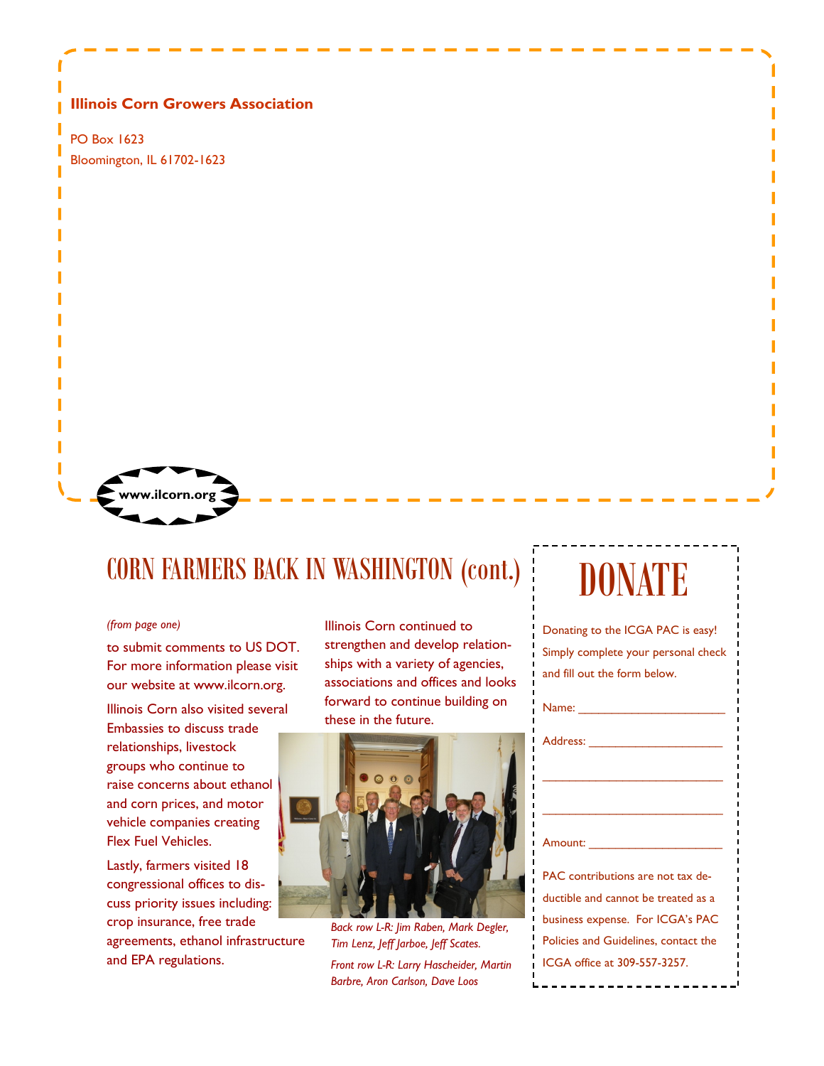**Illinois Corn Growers Association**

PO Box 1623
Bloomington, IL 61702-1623

www.ilcorn.org

# CORN FARMERS BACK IN WASHINGTON (cont.)

*(from page one)*

to submit comments to US DOT. For more information please visit our website at www.ilcorn.org.

Illinois Corn also visited several Embassies to discuss trade relationships, livestock groups who continue to raise concerns about ethanol and corn prices, and motor vehicle companies creating Flex Fuel Vehicles.

Lastly, farmers visited 18 congressional offices to discuss priority issues including: crop insurance, free trade agreements, ethanol infrastructure and EPA regulations.

Illinois Corn continued to strengthen and develop relationships with a variety of agencies, associations and offices and looks forward to continue building on these in the future.

*Back row L-R: Jim Raben, Mark Degler, Tim Lenz, Jeff Jarboe, Jeff Scates.*

*Front row L-R: Larry Hascheider, Martin Barbre, Aron Carlson, Dave Loos*

# DONATE

Donating to the ICGA PAC is easy! Simply complete your personal check and fill out the form below.

Name: ______________________

Address: ____________________

____________________________

____________________________

Amount: ____________________

PAC contributions are not tax deductible and cannot be treated as a business expense. For ICGA's PAC Policies and Guidelines, contact the ICGA office at 309-557-3257.